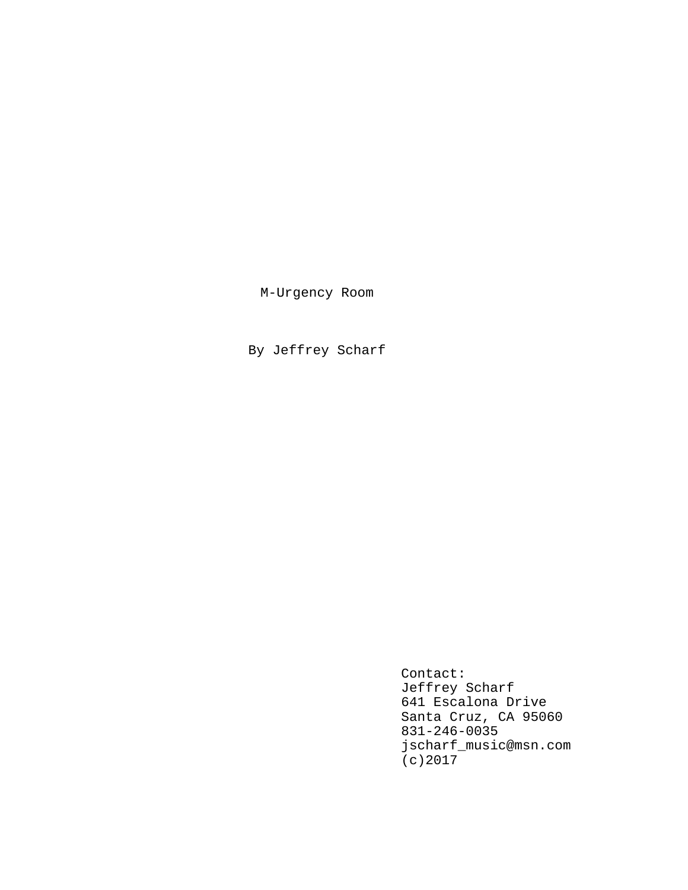# M-Urgency Room

By Jeffrey Scharf

Contact:
Jeffrey Scharf
641 Escalona Drive
Santa Cruz, CA 95060
831-246-0035
jscharf_music@msn.com
(c)2017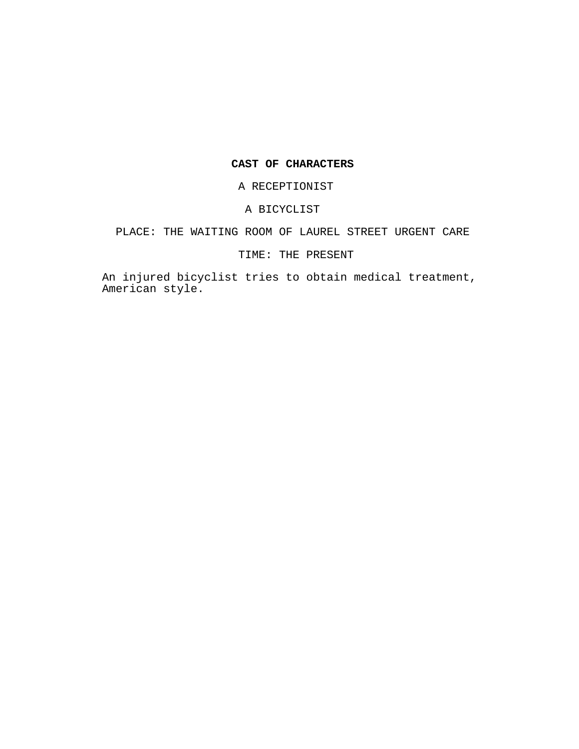**CAST OF CHARACTERS**

A RECEPTIONIST

A BICYCLIST

PLACE: THE WAITING ROOM OF LAUREL STREET URGENT CARE

TIME: THE PRESENT

An injured bicyclist tries to obtain medical treatment, American style.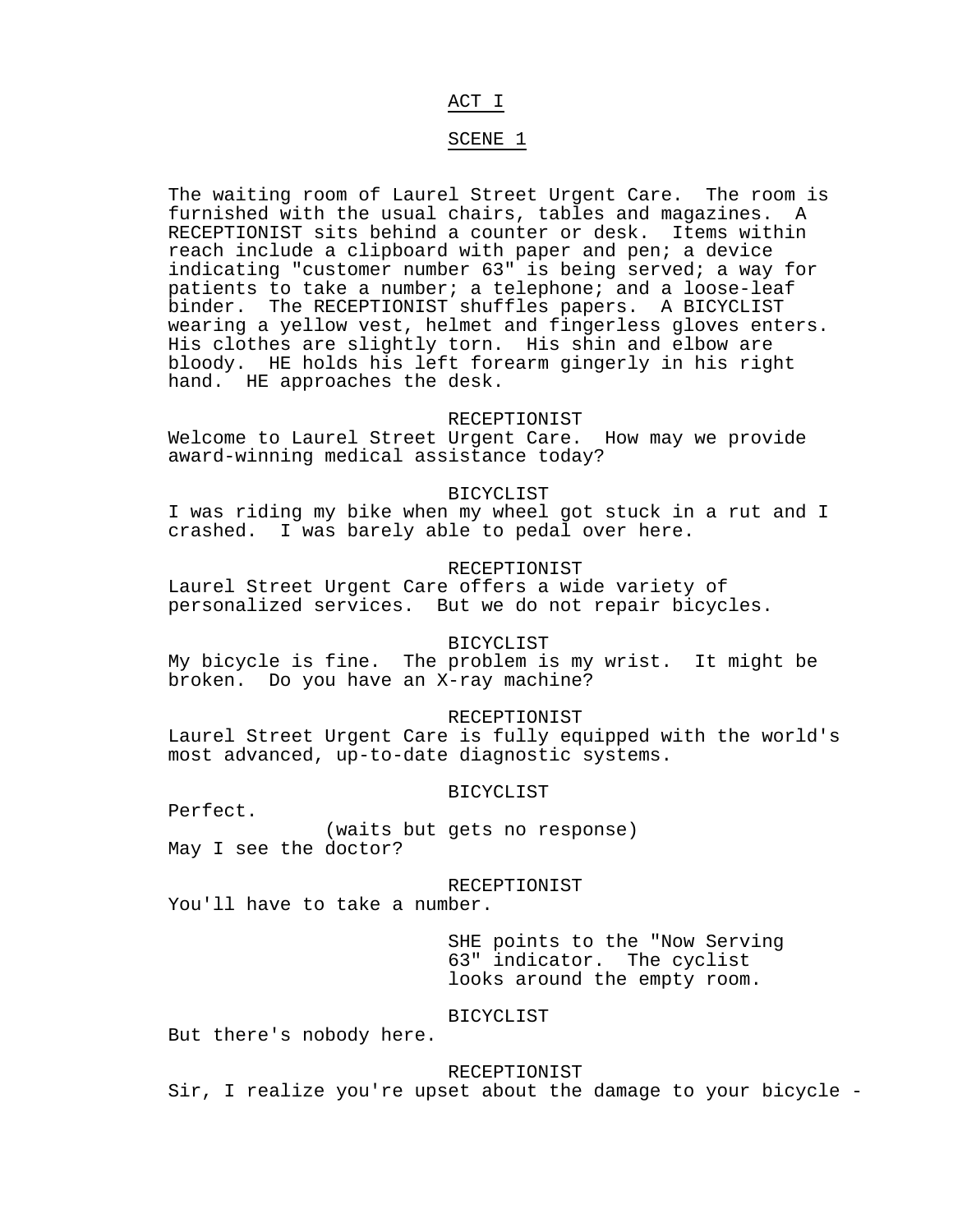ACT I

SCENE 1

The waiting room of Laurel Street Urgent Care. The room is furnished with the usual chairs, tables and magazines. A RECEPTIONIST sits behind a counter or desk. Items within reach include a clipboard with paper and pen; a device indicating "customer number 63" is being served; a way for patients to take a number; a telephone; and a loose-leaf binder. The RECEPTIONIST shuffles papers. A BICYCLIST wearing a yellow vest, helmet and fingerless gloves enters. His clothes are slightly torn. His shin and elbow are bloody. HE holds his left forearm gingerly in his right hand. HE approaches the desk.

RECEPTIONIST

Welcome to Laurel Street Urgent Care. How may we provide award-winning medical assistance today?

BICYCLIST

I was riding my bike when my wheel got stuck in a rut and I crashed. I was barely able to pedal over here.

RECEPTIONIST

Laurel Street Urgent Care offers a wide variety of personalized services. But we do not repair bicycles.

BICYCLIST

My bicycle is fine. The problem is my wrist. It might be broken. Do you have an X-ray machine?

RECEPTIONIST

Laurel Street Urgent Care is fully equipped with the world's most advanced, up-to-date diagnostic systems.

BICYCLIST

Perfect.

(waits but gets no response)

May I see the doctor?

RECEPTIONIST

You'll have to take a number.

SHE points to the "Now Serving 63" indicator. The cyclist looks around the empty room.

BICYCLIST

But there's nobody here.

RECEPTIONIST

Sir, I realize you're upset about the damage to your bicycle -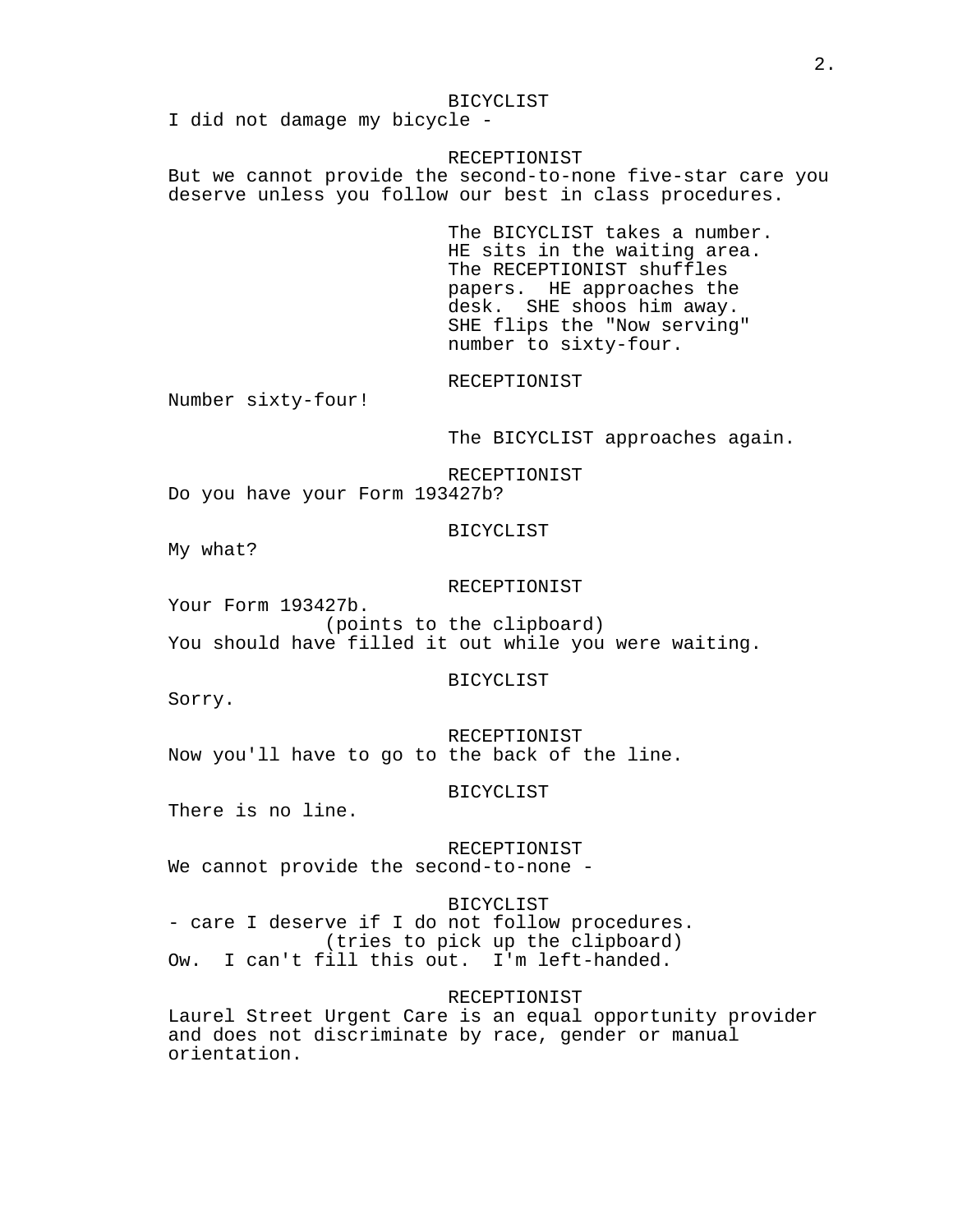BICYCLIST

I did not damage my bicycle -

RECEPTIONIST

But we cannot provide the second-to-none five-star care you deserve unless you follow our best in class procedures.

The BICYCLIST takes a number. HE sits in the waiting area. The RECEPTIONIST shuffles papers. HE approaches the desk. SHE shoos him away. SHE flips the "Now serving" number to sixty-four.

RECEPTIONIST

Number sixty-four!

The BICYCLIST approaches again.

RECEPTIONIST

Do you have your Form 193427b?

BICYCLIST

My what?

RECEPTIONIST

Your Form 193427b.
(points to the clipboard)
You should have filled it out while you were waiting.

BICYCLIST

Sorry.

RECEPTIONIST

Now you'll have to go to the back of the line.

BICYCLIST

There is no line.

RECEPTIONIST

We cannot provide the second-to-none -

BICYCLIST

- care I deserve if I do not follow procedures.
(tries to pick up the clipboard)
Ow. I can't fill this out. I'm left-handed.

RECEPTIONIST

Laurel Street Urgent Care is an equal opportunity provider and does not discriminate by race, gender or manual orientation.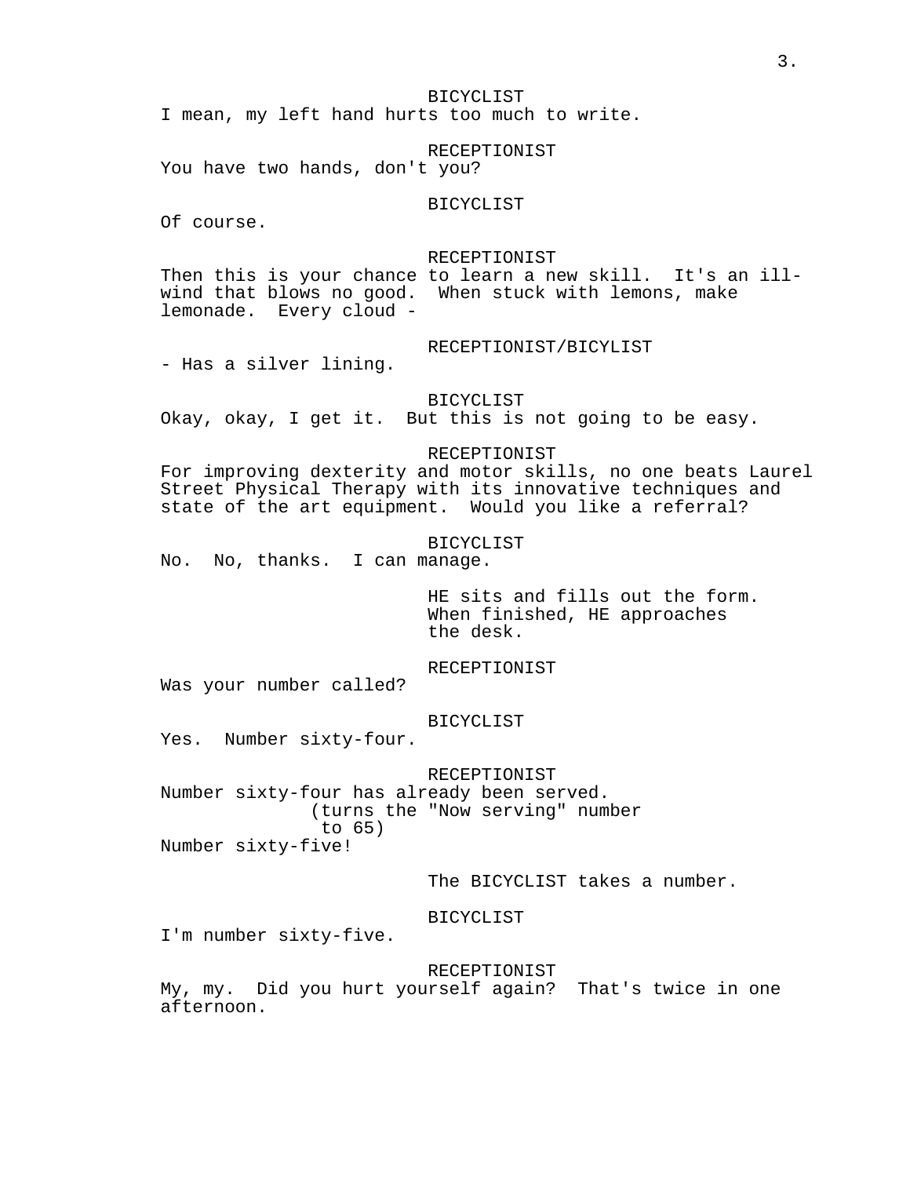BICYCLIST

I mean, my left hand hurts too much to write.

RECEPTIONIST

You have two hands, don't you?

BICYCLIST

Of course.

RECEPTIONIST

Then this is your chance to learn a new skill. It's an ill-wind that blows no good. When stuck with lemons, make lemonade. Every cloud -

RECEPTIONIST/BICYLIST

- Has a silver lining.

BICYCLIST

Okay, okay, I get it. But this is not going to be easy.

RECEPTIONIST

For improving dexterity and motor skills, no one beats Laurel Street Physical Therapy with its innovative techniques and state of the art equipment. Would you like a referral?

BICYCLIST

No. No, thanks. I can manage.

HE sits and fills out the form. When finished, HE approaches the desk.

RECEPTIONIST

Was your number called?

BICYCLIST

Yes. Number sixty-four.

RECEPTIONIST

Number sixty-four has already been served.
(turns the "Now serving" number to 65)
Number sixty-five!

The BICYCLIST takes a number.

BICYCLIST

I'm number sixty-five.

RECEPTIONIST

My, my. Did you hurt yourself again? That's twice in one afternoon.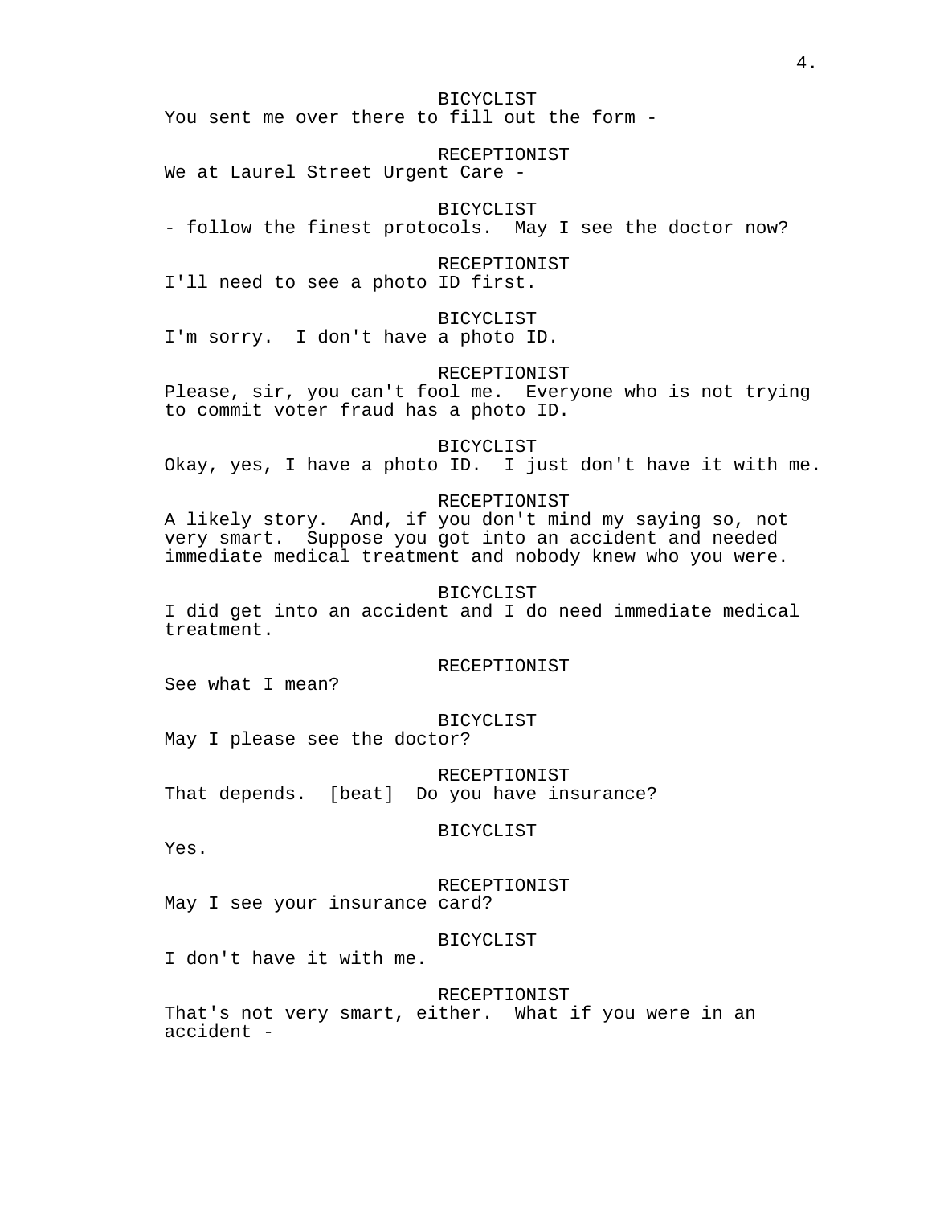BICYCLIST
You sent me over there to fill out the form -

RECEPTIONIST
We at Laurel Street Urgent Care -

BICYCLIST
- follow the finest protocols. May I see the doctor now?

RECEPTIONIST
I'll need to see a photo ID first.

BICYCLIST
I'm sorry. I don't have a photo ID.

RECEPTIONIST
Please, sir, you can't fool me. Everyone who is not trying to commit voter fraud has a photo ID.

BICYCLIST
Okay, yes, I have a photo ID. I just don't have it with me.

RECEPTIONIST
A likely story. And, if you don't mind my saying so, not very smart. Suppose you got into an accident and needed immediate medical treatment and nobody knew who you were.

BICYCLIST
I did get into an accident and I do need immediate medical treatment.

RECEPTIONIST
See what I mean?

BICYCLIST
May I please see the doctor?

RECEPTIONIST
That depends. [beat] Do you have insurance?

BICYCLIST
Yes.

RECEPTIONIST
May I see your insurance card?

BICYCLIST
I don't have it with me.

RECEPTIONIST
That's not very smart, either. What if you were in an accident -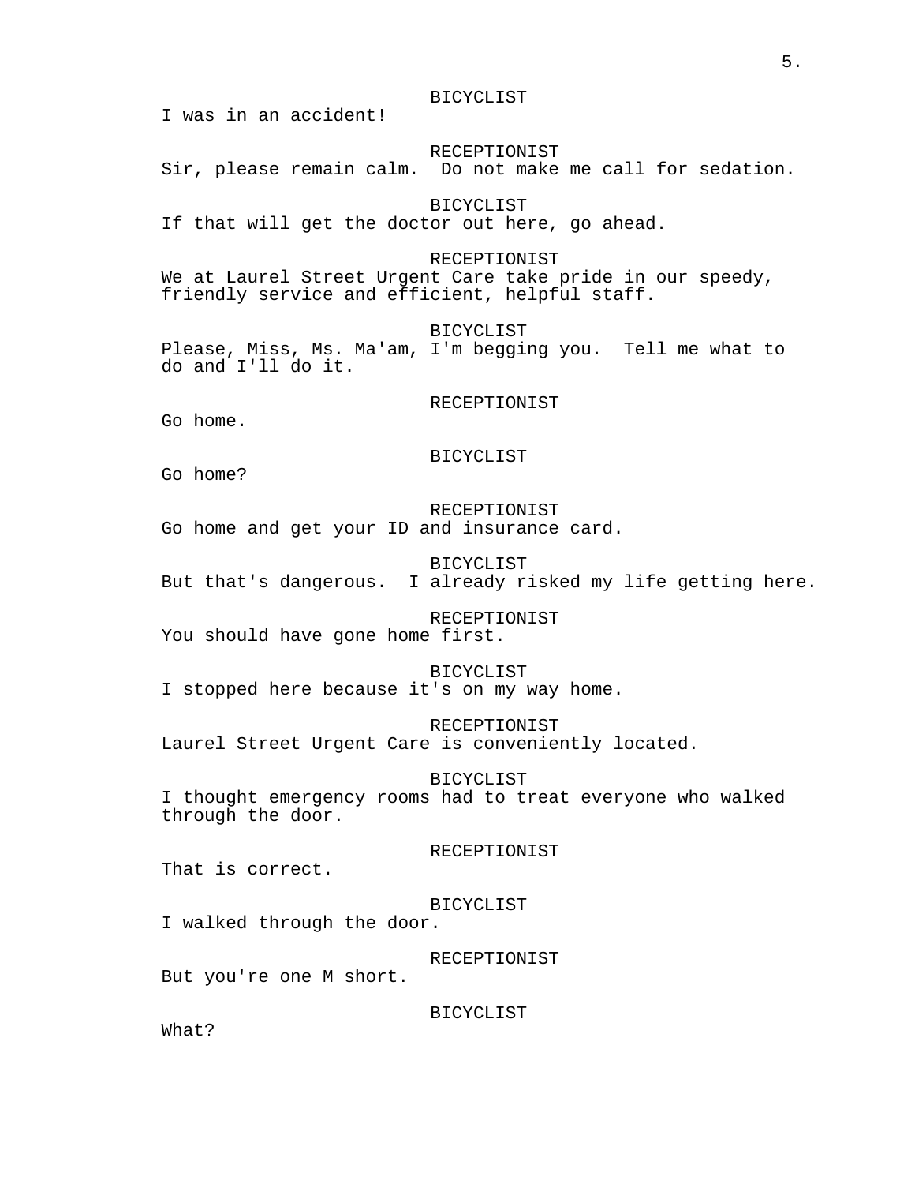BICYCLIST

I was in an accident!

RECEPTIONIST

Sir, please remain calm. Do not make me call for sedation.

BICYCLIST

If that will get the doctor out here, go ahead.

RECEPTIONIST

We at Laurel Street Urgent Care take pride in our speedy, friendly service and efficient, helpful staff.

BICYCLIST

Please, Miss, Ms. Ma'am, I'm begging you. Tell me what to do and I'll do it.

RECEPTIONIST

Go home.

BICYCLIST

Go home?

RECEPTIONIST

Go home and get your ID and insurance card.

BICYCLIST

But that's dangerous. I already risked my life getting here.

RECEPTIONIST

You should have gone home first.

BICYCLIST

I stopped here because it's on my way home.

RECEPTIONIST

Laurel Street Urgent Care is conveniently located.

BICYCLIST

I thought emergency rooms had to treat everyone who walked through the door.

RECEPTIONIST

That is correct.

BICYCLIST

I walked through the door.

RECEPTIONIST

But you're one M short.

BICYCLIST

What?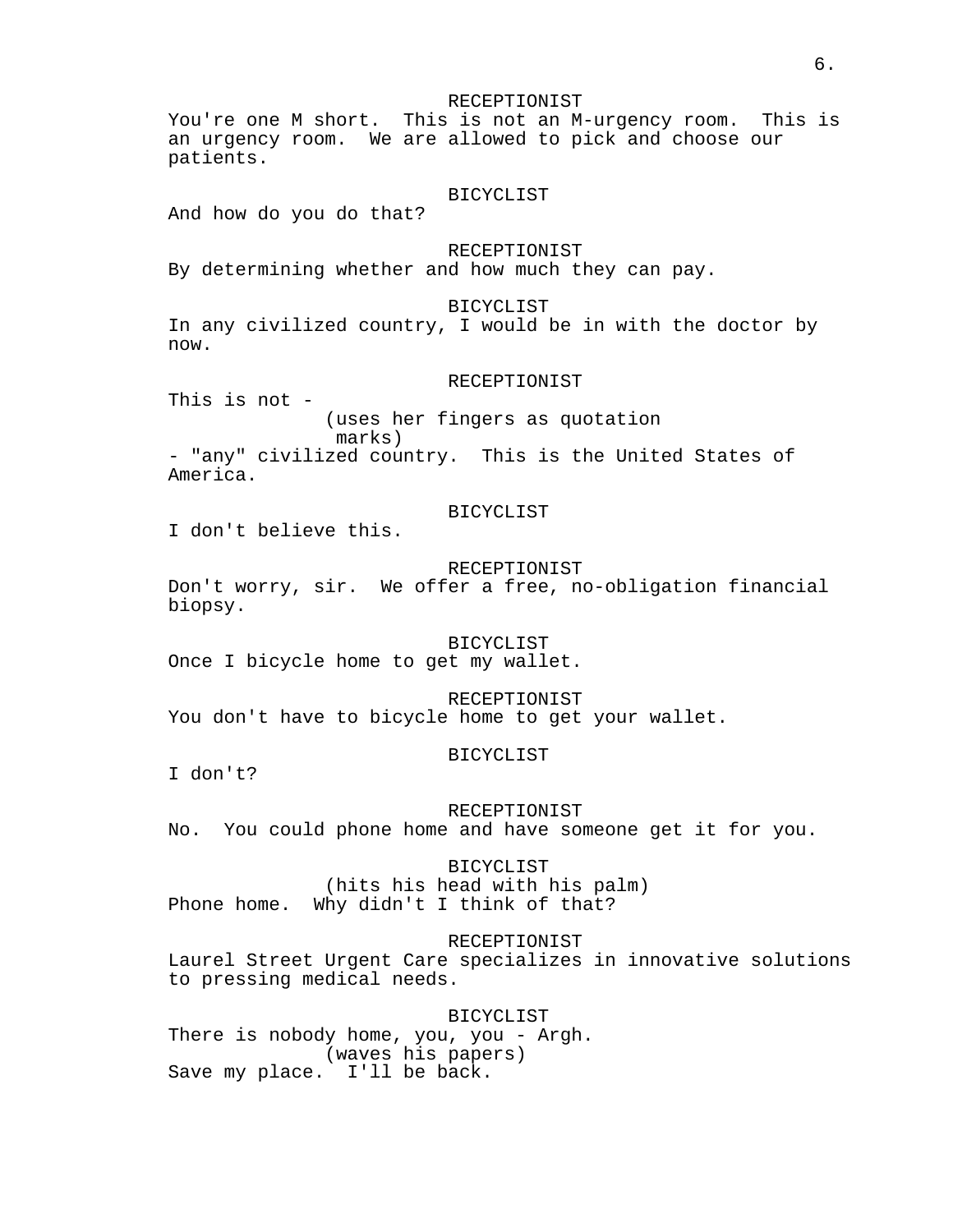RECEPTIONIST
You're one M short.  This is not an M-urgency room.  This is an urgency room.  We are allowed to pick and choose our patients.

BICYCLIST
And how do you do that?

RECEPTIONIST
By determining whether and how much they can pay.

BICYCLIST
In any civilized country, I would be in with the doctor by now.

RECEPTIONIST
This is not -
(uses her fingers as quotation marks)
- "any" civilized country.  This is the United States of America.

BICYCLIST
I don't believe this.

RECEPTIONIST
Don't worry, sir.  We offer a free, no-obligation financial biopsy.

BICYCLIST
Once I bicycle home to get my wallet.

RECEPTIONIST
You don't have to bicycle home to get your wallet.

BICYCLIST
I don't?

RECEPTIONIST
No.  You could phone home and have someone get it for you.

BICYCLIST
(hits his head with his palm)
Phone home.  Why didn't I think of that?

RECEPTIONIST
Laurel Street Urgent Care specializes in innovative solutions to pressing medical needs.

BICYCLIST
There is nobody home, you, you - Argh.
(waves his papers)
Save my place.  I'll be back.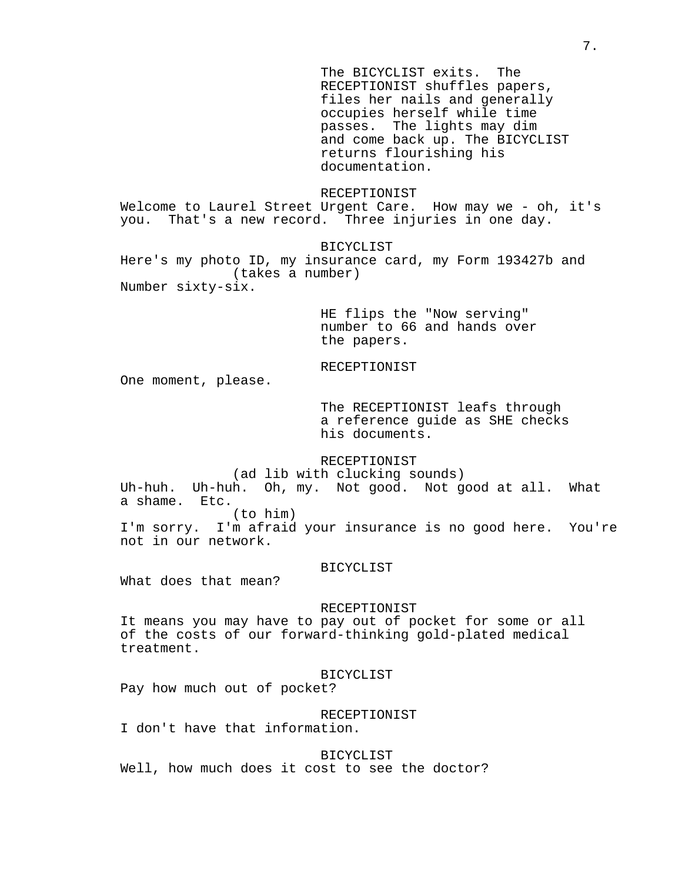The BICYCLIST exits. The RECEPTIONIST shuffles papers, files her nails and generally occupies herself while time passes. The lights may dim and come back up. The BICYCLIST returns flourishing his documentation.

RECEPTIONIST

Welcome to Laurel Street Urgent Care. How may we - oh, it's you. That's a new record. Three injuries in one day.

BICYCLIST

Here's my photo ID, my insurance card, my Form 193427b and

(takes a number)

Number sixty-six.

HE flips the "Now serving" number to 66 and hands over the papers.

RECEPTIONIST

One moment, please.

The RECEPTIONIST leafs through a reference guide as SHE checks his documents.

RECEPTIONIST

(ad lib with clucking sounds)

Uh-huh. Uh-huh. Oh, my. Not good. Not good at all. What a shame. Etc.

(to him)

I'm sorry. I'm afraid your insurance is no good here. You're not in our network.

BICYCLIST

What does that mean?

RECEPTIONIST

It means you may have to pay out of pocket for some or all of the costs of our forward-thinking gold-plated medical treatment.

BICYCLIST

Pay how much out of pocket?

RECEPTIONIST

I don't have that information.

BICYCLIST

Well, how much does it cost to see the doctor?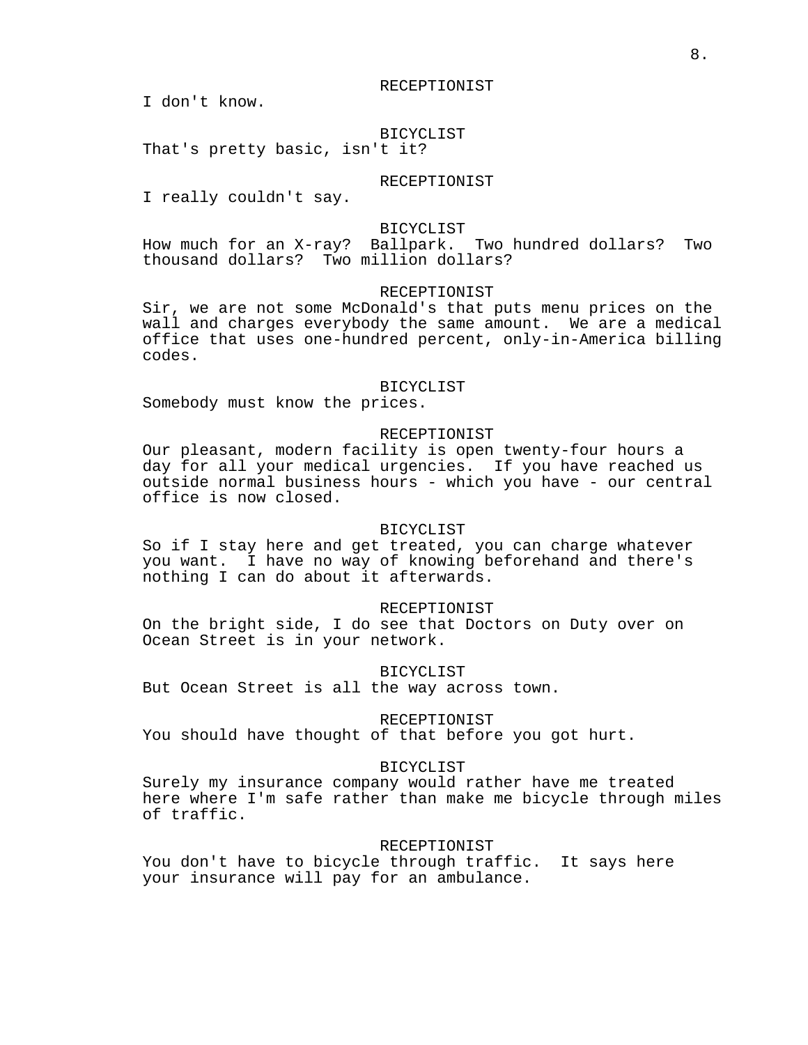RECEPTIONIST

I don't know.

BICYCLIST

That's pretty basic, isn't it?

RECEPTIONIST

I really couldn't say.

BICYCLIST

How much for an X-ray? Ballpark. Two hundred dollars? Two thousand dollars? Two million dollars?

RECEPTIONIST

Sir, we are not some McDonald's that puts menu prices on the wall and charges everybody the same amount. We are a medical office that uses one-hundred percent, only-in-America billing codes.

BICYCLIST

Somebody must know the prices.

RECEPTIONIST

Our pleasant, modern facility is open twenty-four hours a day for all your medical urgencies. If you have reached us outside normal business hours - which you have - our central office is now closed.

BICYCLIST

So if I stay here and get treated, you can charge whatever you want. I have no way of knowing beforehand and there's nothing I can do about it afterwards.

RECEPTIONIST

On the bright side, I do see that Doctors on Duty over on Ocean Street is in your network.

BICYCLIST

But Ocean Street is all the way across town.

RECEPTIONIST

You should have thought of that before you got hurt.

BICYCLIST

Surely my insurance company would rather have me treated here where I'm safe rather than make me bicycle through miles of traffic.

RECEPTIONIST

You don't have to bicycle through traffic. It says here your insurance will pay for an ambulance.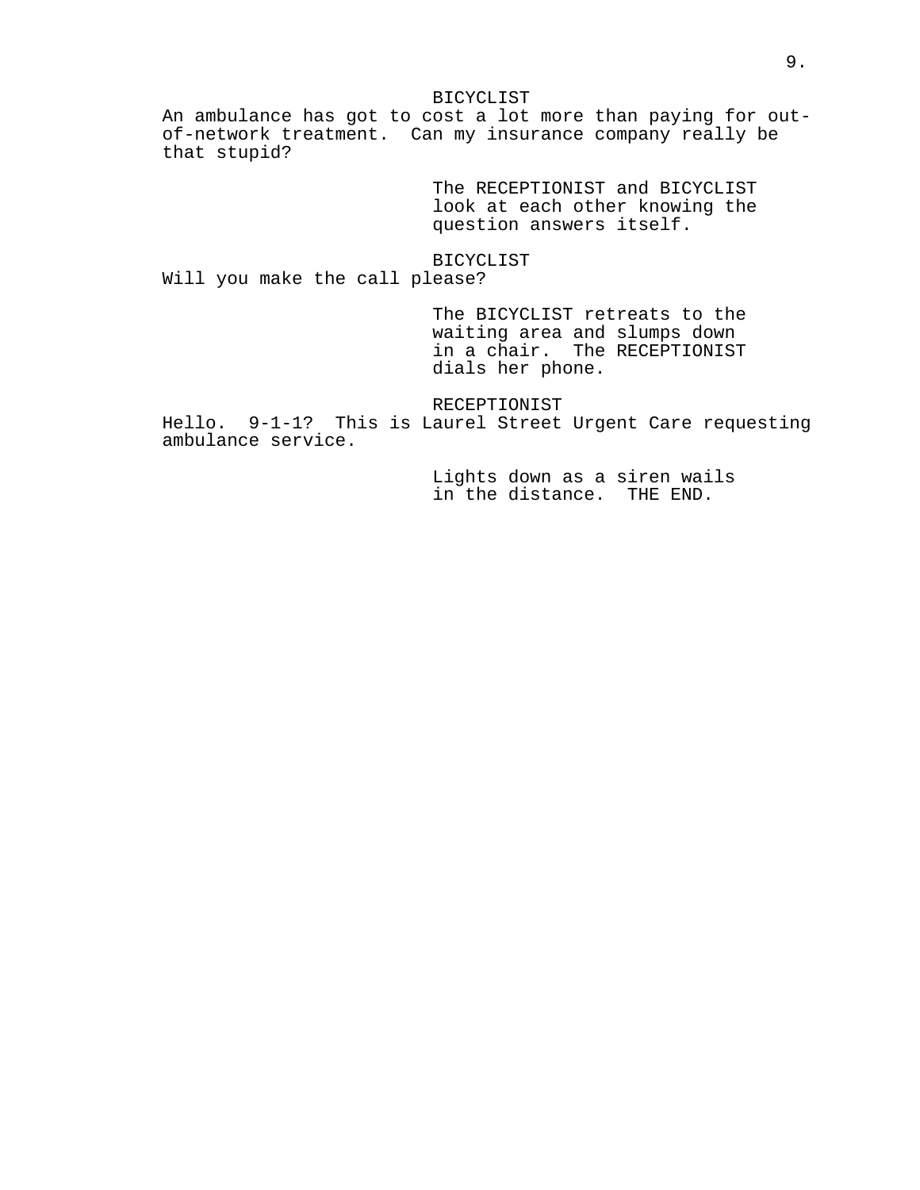BICYCLIST

An ambulance has got to cost a lot more than paying for out-of-network treatment.  Can my insurance company really be that stupid?

The RECEPTIONIST and BICYCLIST look at each other knowing the question answers itself.

BICYCLIST

Will you make the call please?

The BICYCLIST retreats to the waiting area and slumps down in a chair.  The RECEPTIONIST dials her phone.

RECEPTIONIST

Hello.  9-1-1?  This is Laurel Street Urgent Care requesting ambulance service.

Lights down as a siren wails in the distance.  THE END.